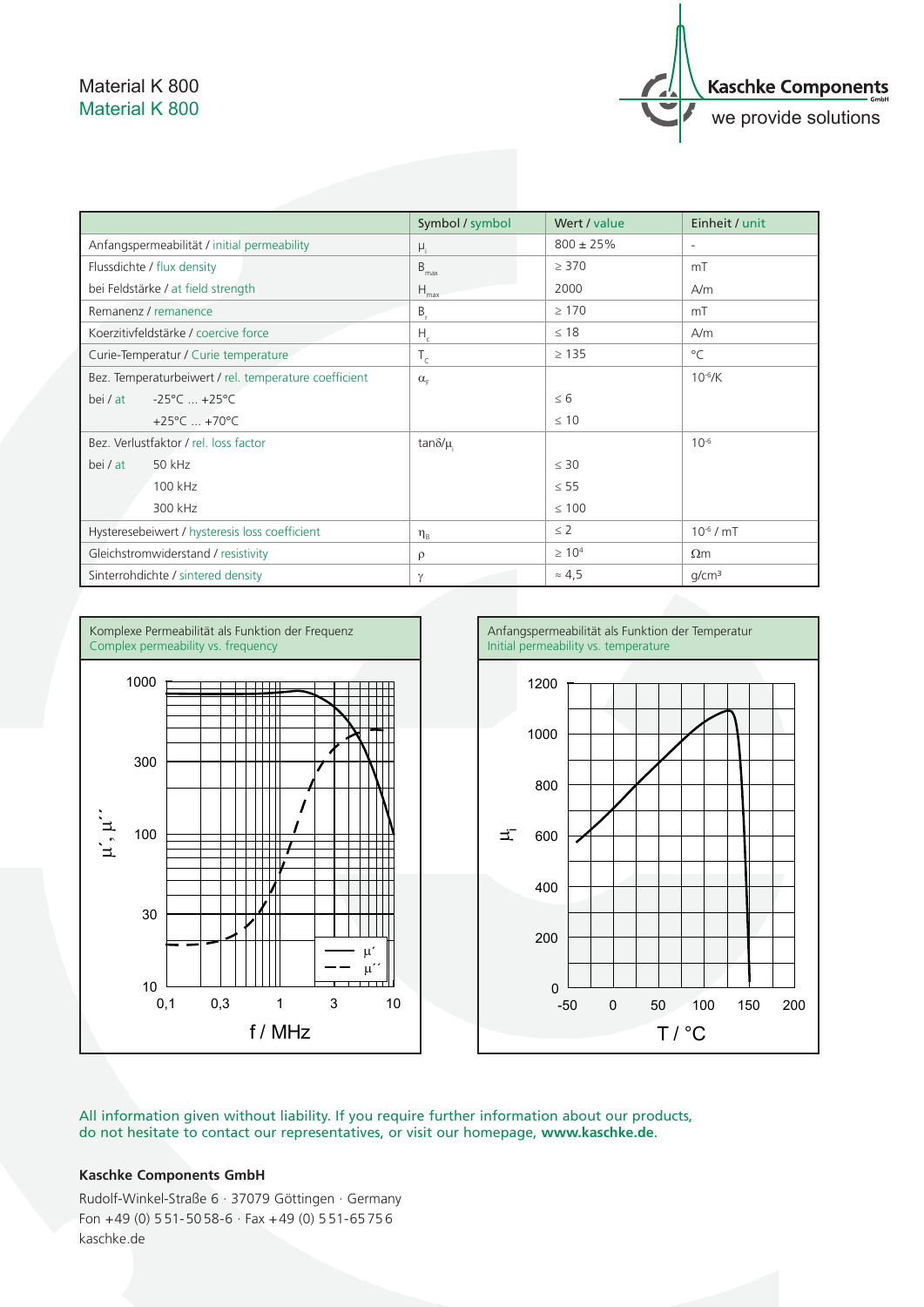# Material K 800

## Material K 800

Kaschke Components GmbH – we provide solutions

| | Symbol / symbol | Wert / value | Einheit / unit |
|---|---|---|---|
| Anfangspermeabilität / initial permeability | $\mu_i$ | 800 ± 25% | - |
| Flussdichte / flux density | $B_{max}$ | ≥ 370 | mT |
| bei Feldstärke / at field strength | $H_{max}$ | 2000 | A/m |
| Remanenz / remanence | $B_r$ | ≥ 170 | mT |
| Koerzitivfeldstärke / coercive force | $H_c$ | ≤ 18 | A/m |
| Curie-Temperatur / Curie temperature | $T_C$ | ≥ 135 | °C |
| Bez. Temperaturbeiwert / rel. temperature coefficient | $\alpha_F$ | | $10^{-6}$/K |
| bei / at -25°C ... +25°C | | ≤ 6 | |
| +25°C ... +70°C | | ≤ 10 | |
| Bez. Verlustfaktor / rel. loss factor | $\tan\delta/\mu_i$ | | $10^{-6}$ |
| bei / at 50 kHz | | ≤ 30 | |
| 100 kHz | | ≤ 55 | |
| 300 kHz | | ≤ 100 | |
| Hystereseb eiwert / hysteresis loss coefficient | $\eta_B$ | ≤ 2 | $10^{-6}$ / mT |
| Gleichstromwiderstand / resistivity | $\rho$ | ≥ $10^4$ | Ωm |
| Sinterrohdichte / sintered density | $\gamma$ | ≈ 4,5 | g/cm³ |

Komplexe Permeabilität als Funktion der Frequenz
Complex permeability vs. frequency

Anfangspermeabilität als Funktion der Temperatur
Initial permeability vs. temperature

All information given without liability. If you require further information about our products, do not hesitate to contact our representatives, or visit our homepage, **www.kaschke.de**.

**Kaschke Components GmbH**

Rudolf-Winkel-Straße 6 · 37079 Göttingen · Germany
Fon +49 (0) 551-5058-6 · Fax +49 (0) 551-65756
kaschke.de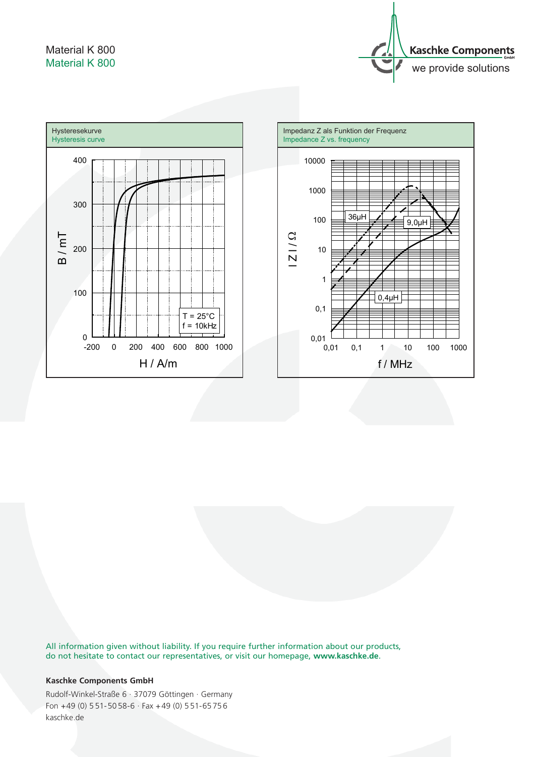Material K 800
Material K 800

Kaschke Components
we provide solutions

Hysteresekurve
Hysteresis curve

400
300
200
100
0
B / mT
-200 0 200 400 600 800 1000
H / A/m
T = 25°C
f = 10kHz

Impedanz Z als Funktion der Frequenz
Impedance Z vs. frequency

10000
1000
100
10
1
0,1
0,01
I Z I / Ω
0,01 0,1 1 10 100 1000
f / MHz
36µH
9,0µH
0,4µH

All information given without liability. If you require further information about our products, do not hesitate to contact our representatives, or visit our homepage, **www.kaschke.de**.

**Kaschke Components GmbH**

Rudolf-Winkel-Straße 6 · 37079 Göttingen · Germany
Fon +49 (0) 551-5058-6 · Fax +49 (0) 551-65756
kaschke.de